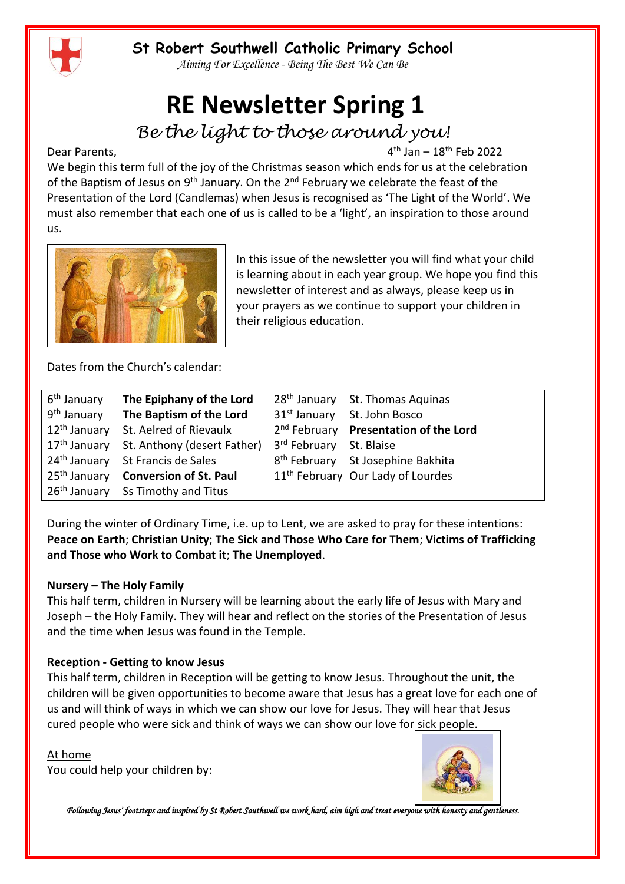# St Robert Southwell Catholic Primary School

*Aiming For Excellence - Being The Best We Can Be*

# RE Newsletter Spring 1

## *Be the light to those around you!*

Dear Parents,

4th Jan – 18th Feb 2022

We begin this term full of the joy of the Christmas season which ends for us at the celebration of the Baptism of Jesus on 9th January. On the 2nd February we celebrate the feast of the Presentation of the Lord (Candlemas) when Jesus is recognised as 'The Light of the World'. We must also remember that each one of us is called to be a 'light', an inspiration to those around us.

In this issue of the newsletter you will find what your child is learning about in each year group. We hope you find this newsletter of interest and as always, please keep us in your prayers as we continue to support your children in their religious education.

Dates from the Church's calendar:

| | | | |
|---|---|---|---|
| 6th January | **The Epiphany of the Lord** | 28th January | St. Thomas Aquinas |
| 9th January | **The Baptism of the Lord** | 31st January | St. John Bosco |
| 12th January | St. Aelred of Rievaulx | 2nd February | **Presentation of the Lord** |
| 17th January | St. Anthony (desert Father) | 3rd February | St. Blaise |
| 24th January | St Francis de Sales | 8th February | St Josephine Bakhita |
| 25th January | **Conversion of St. Paul** | 11th February | Our Lady of Lourdes |
| 26th January | Ss Timothy and Titus | | |

During the winter of Ordinary Time, i.e. up to Lent, we are asked to pray for these intentions: **Peace on Earth**; **Christian Unity**; **The Sick and Those Who Care for Them**; **Victims of Trafficking and Those who Work to Combat it**; **The Unemployed**.

**Nursery – The Holy Family**

This half term, children in Nursery will be learning about the early life of Jesus with Mary and Joseph – the Holy Family. They will hear and reflect on the stories of the Presentation of Jesus and the time when Jesus was found in the Temple.

**Reception - Getting to know Jesus**

This half term, children in Reception will be getting to know Jesus. Throughout the unit, the children will be given opportunities to become aware that Jesus has a great love for each one of us and will think of ways in which we can show our love for Jesus. They will hear that Jesus cured people who were sick and think of ways we can show our love for sick people.

At home

You could help your children by:

*Following Jesus' footsteps and inspired by St Robert Southwell we work hard, aim high and treat everyone with honesty and gentleness.*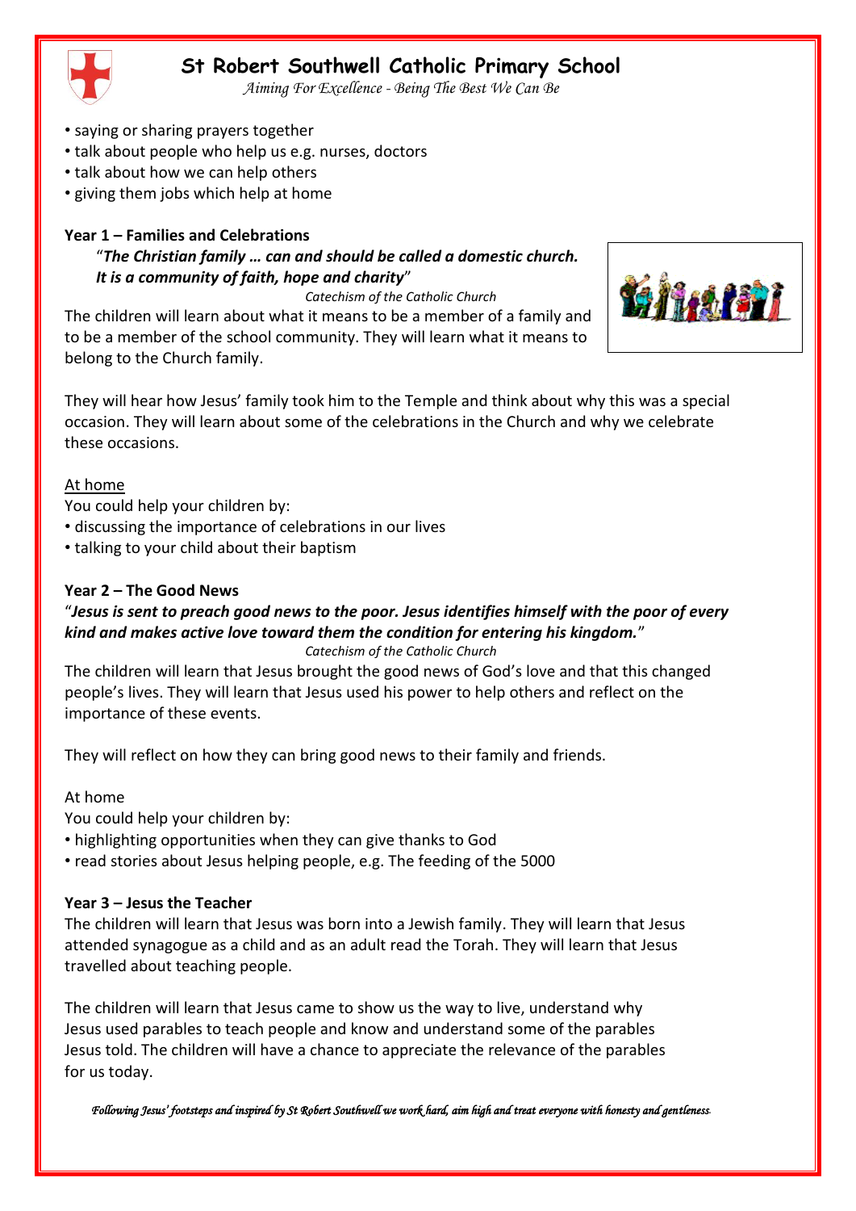- saying or sharing prayers together
- talk about people who help us e.g. nurses, doctors
- talk about how we can help others
- giving them jobs which help at home

**Year 1 – Families and Celebrations**

"***The Christian family … can and should be called a domestic church. It is a community of faith, hope and charity***"

*Catechism of the Catholic Church*

The children will learn about what it means to be a member of a family and to be a member of the school community. They will learn what it means to belong to the Church family.

They will hear how Jesus' family took him to the Temple and think about why this was a special occasion. They will learn about some of the celebrations in the Church and why we celebrate these occasions.

At home

You could help your children by:

- discussing the importance of celebrations in our lives
- talking to your child about their baptism

**Year 2 – The Good News**

"***Jesus is sent to preach good news to the poor. Jesus identifies himself with the poor of every kind and makes active love toward them the condition for entering his kingdom.***"

*Catechism of the Catholic Church*

The children will learn that Jesus brought the good news of God's love and that this changed people's lives. They will learn that Jesus used his power to help others and reflect on the importance of these events.

They will reflect on how they can bring good news to their family and friends.

At home

You could help your children by:

- highlighting opportunities when they can give thanks to God
- read stories about Jesus helping people, e.g. The feeding of the 5000

**Year 3 – Jesus the Teacher**

The children will learn that Jesus was born into a Jewish family. They will learn that Jesus attended synagogue as a child and as an adult read the Torah. They will learn that Jesus travelled about teaching people.

The children will learn that Jesus came to show us the way to live, understand why Jesus used parables to teach people and know and understand some of the parables Jesus told. The children will have a chance to appreciate the relevance of the parables for us today.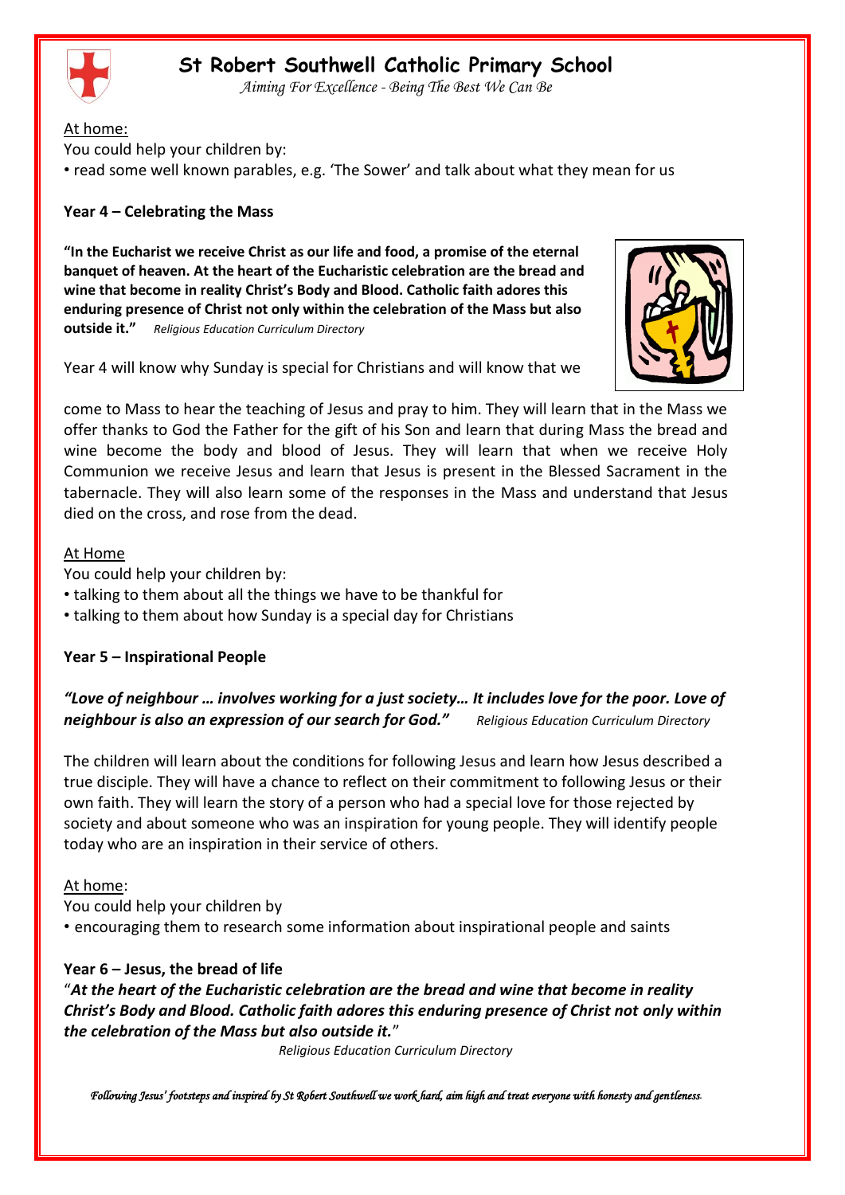At home:

You could help your children by:

• read some well known parables, e.g. 'The Sower' and talk about what they mean for us

**Year 4 – Celebrating the Mass**

**"In the Eucharist we receive Christ as our life and food, a promise of the eternal banquet of heaven. At the heart of the Eucharistic celebration are the bread and wine that become in reality Christ's Body and Blood. Catholic faith adores this enduring presence of Christ not only within the celebration of the Mass but also outside it."** *Religious Education Curriculum Directory*

Year 4 will know why Sunday is special for Christians and will know that we come to Mass to hear the teaching of Jesus and pray to him. They will learn that in the Mass we offer thanks to God the Father for the gift of his Son and learn that during Mass the bread and wine become the body and blood of Jesus. They will learn that when we receive Holy Communion we receive Jesus and learn that Jesus is present in the Blessed Sacrament in the tabernacle. They will also learn some of the responses in the Mass and understand that Jesus died on the cross, and rose from the dead.

At Home

You could help your children by:

• talking to them about all the things we have to be thankful for
• talking to them about how Sunday is a special day for Christians

**Year 5 – Inspirational People**

***"Love of neighbour … involves working for a just society… It includes love for the poor. Love of neighbour is also an expression of our search for God."*** *Religious Education Curriculum Directory*

The children will learn about the conditions for following Jesus and learn how Jesus described a true disciple. They will have a chance to reflect on their commitment to following Jesus or their own faith. They will learn the story of a person who had a special love for those rejected by society and about someone who was an inspiration for young people. They will identify people today who are an inspiration in their service of others.

At home:

You could help your children by

• encouraging them to research some information about inspirational people and saints

**Year 6 – Jesus, the bread of life**

"***At the heart of the Eucharistic celebration are the bread and wine that become in reality Christ's Body and Blood. Catholic faith adores this enduring presence of Christ not only within the celebration of the Mass but also outside it.***"

*Religious Education Curriculum Directory*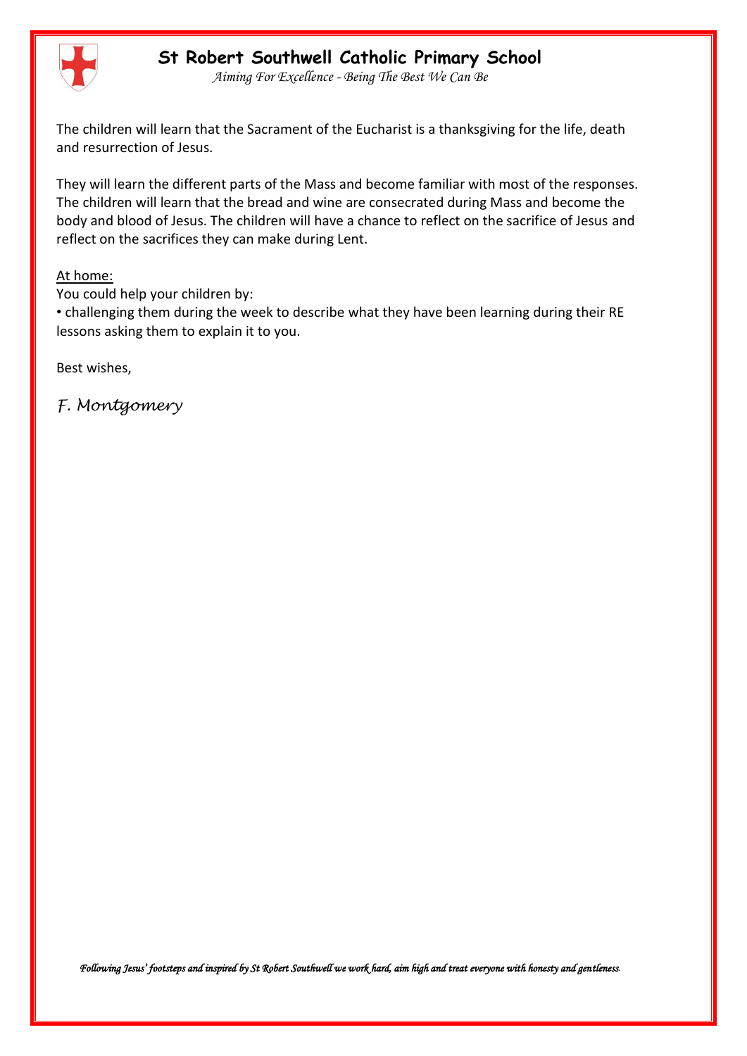The children will learn that the Sacrament of the Eucharist is a thanksgiving for the life, death and resurrection of Jesus.

They will learn the different parts of the Mass and become familiar with most of the responses. The children will learn that the bread and wine are consecrated during Mass and become the body and blood of Jesus. The children will have a chance to reflect on the sacrifice of Jesus and reflect on the sacrifices they can make during Lent.

At home:

You could help your children by:

• challenging them during the week to describe what they have been learning during their RE lessons asking them to explain it to you.

Best wishes,

*F. Montgomery*